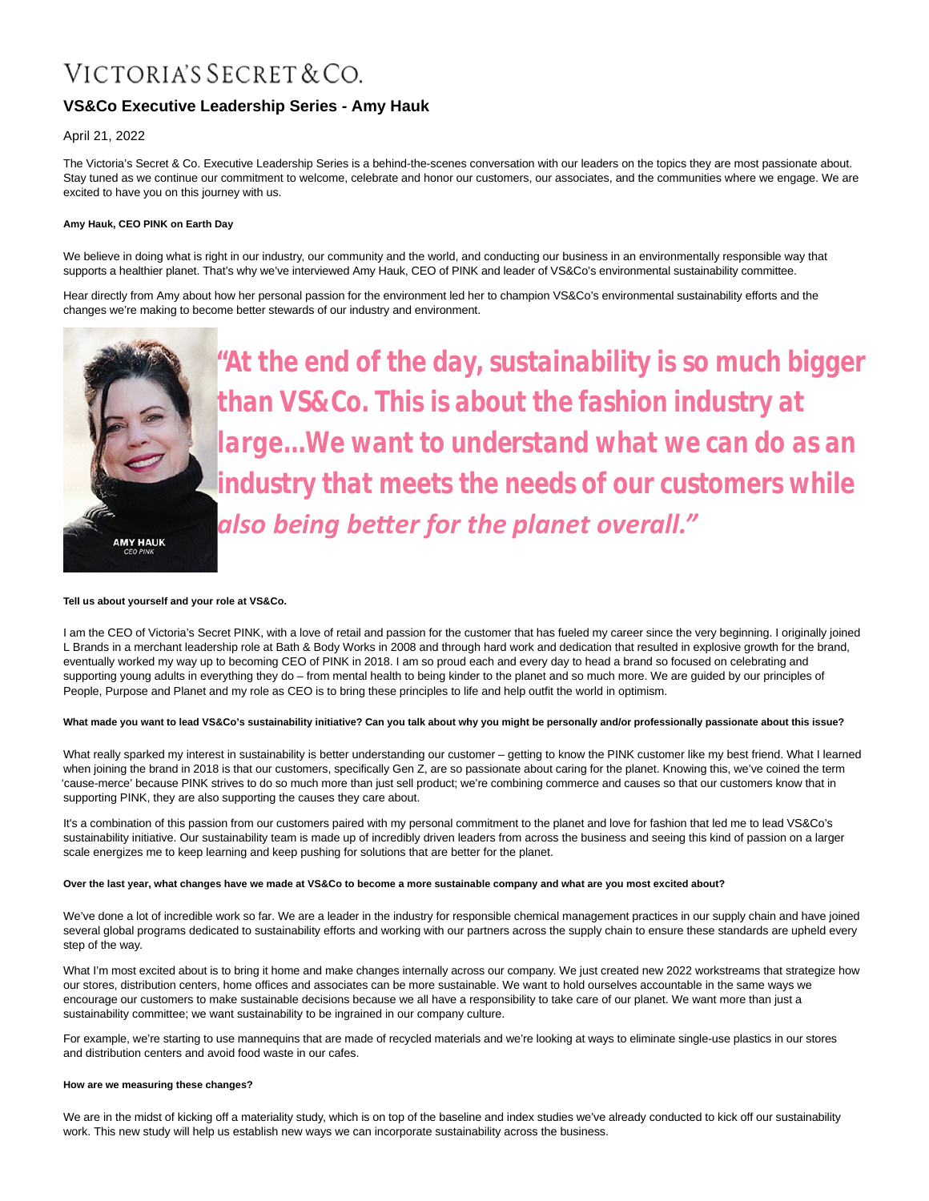# VICTORIA'S SECRET & CO.

## VS&Co Executive Leadership Series - Amy Hauk

April 21, 2022

The Victoria's Secret & Co. Executive Leadership Series is a behind-the-scenes conversation with our leaders on the topics they are most passionate about. Stay tuned as we continue our commitment to welcome, celebrate and honor our customers, our associates, and the communities where we engage. We are excited to have you on this journey with us.

**Amy Hauk, CEO PINK on Earth Day**

We believe in doing what is right in our industry, our community and the world, and conducting our business in an environmentally responsible way that supports a healthier planet. That's why we've interviewed Amy Hauk, CEO of PINK and leader of VS&Co's environmental sustainability committee.

Hear directly from Amy about how her personal passion for the environment led her to champion VS&Co's environmental sustainability efforts and the changes we're making to become better stewards of our industry and environment.

AMY HAUK
CEO PINK

**"At the end of the day, sustainability is so much bigger than VS&Co. This is about the fashion industry at large...We want to understand what we can do as an industry that meets the needs of our customers while *also being better for the planet overall."***

**Tell us about yourself and your role at VS&Co.**

I am the CEO of Victoria's Secret PINK, with a love of retail and passion for the customer that has fueled my career since the very beginning. I originally joined L Brands in a merchant leadership role at Bath & Body Works in 2008 and through hard work and dedication that resulted in explosive growth for the brand, eventually worked my way up to becoming CEO of PINK in 2018. I am so proud each and every day to head a brand so focused on celebrating and supporting young adults in everything they do – from mental health to being kinder to the planet and so much more. We are guided by our principles of People, Purpose and Planet and my role as CEO is to bring these principles to life and help outfit the world in optimism.

**What made you want to lead VS&Co's sustainability initiative? Can you talk about why you might be personally and/or professionally passionate about this issue?**

What really sparked my interest in sustainability is better understanding our customer – getting to know the PINK customer like my best friend. What I learned when joining the brand in 2018 is that our customers, specifically Gen Z, are so passionate about caring for the planet. Knowing this, we've coined the term 'cause-merce' because PINK strives to do so much more than just sell product; we're combining commerce and causes so that our customers know that in supporting PINK, they are also supporting the causes they care about.

It's a combination of this passion from our customers paired with my personal commitment to the planet and love for fashion that led me to lead VS&Co's sustainability initiative. Our sustainability team is made up of incredibly driven leaders from across the business and seeing this kind of passion on a larger scale energizes me to keep learning and keep pushing for solutions that are better for the planet.

**Over the last year, what changes have we made at VS&Co to become a more sustainable company and what are you most excited about?**

We've done a lot of incredible work so far. We are a leader in the industry for responsible chemical management practices in our supply chain and have joined several global programs dedicated to sustainability efforts and working with our partners across the supply chain to ensure these standards are upheld every step of the way.

What I'm most excited about is to bring it home and make changes internally across our company. We just created new 2022 workstreams that strategize how our stores, distribution centers, home offices and associates can be more sustainable. We want to hold ourselves accountable in the same ways we encourage our customers to make sustainable decisions because we all have a responsibility to take care of our planet. We want more than just a sustainability committee; we want sustainability to be ingrained in our company culture.

For example, we're starting to use mannequins that are made of recycled materials and we're looking at ways to eliminate single-use plastics in our stores and distribution centers and avoid food waste in our cafes.

**How are we measuring these changes?**

We are in the midst of kicking off a materiality study, which is on top of the baseline and index studies we've already conducted to kick off our sustainability work. This new study will help us establish new ways we can incorporate sustainability across the business.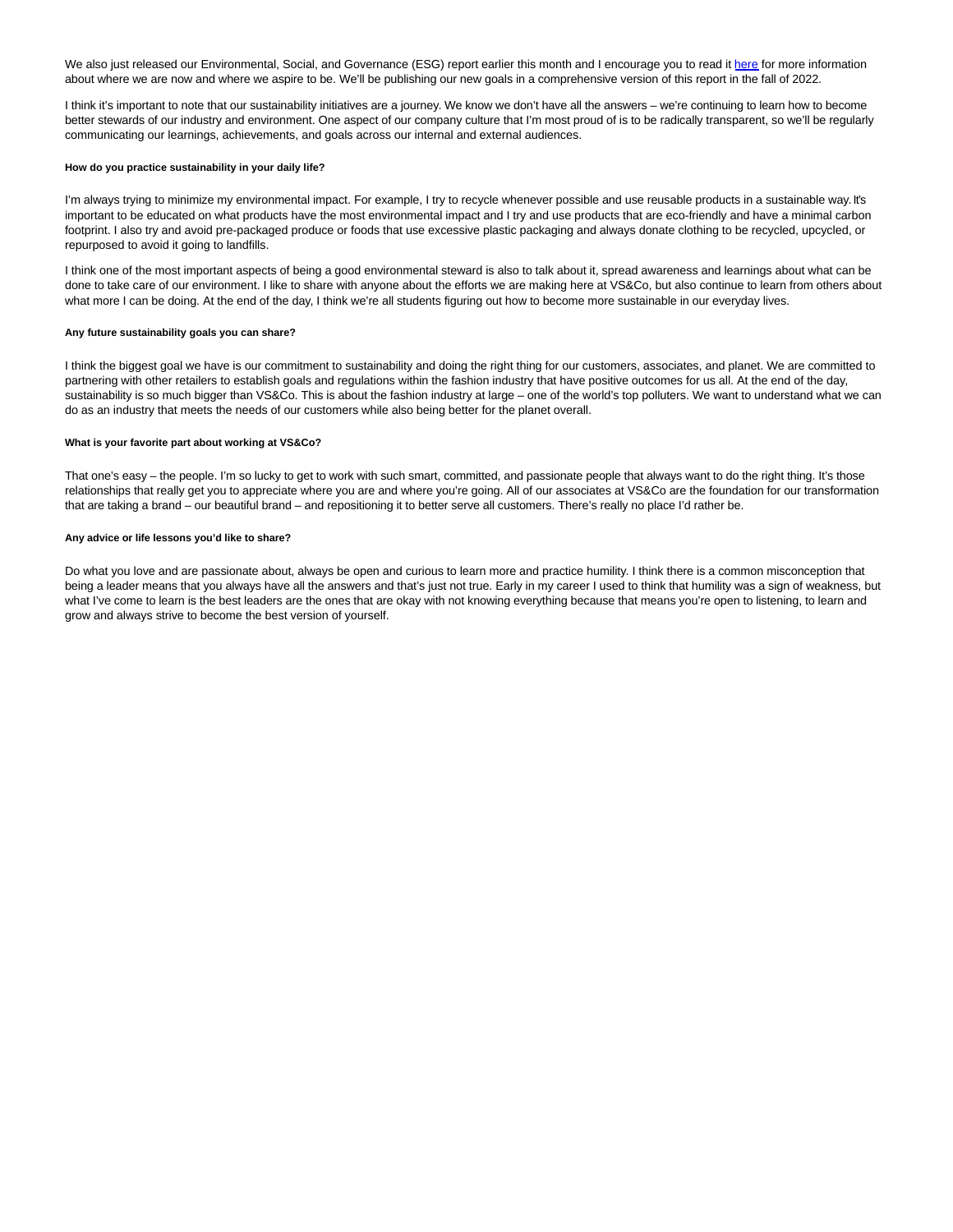We also just released our Environmental, Social, and Governance (ESG) report earlier this month and I encourage you to read it [here](#) for more information about where we are now and where we aspire to be. We'll be publishing our new goals in a comprehensive version of this report in the fall of 2022.

I think it's important to note that our sustainability initiatives are a journey. We know we don't have all the answers – we're continuing to learn how to become better stewards of our industry and environment. One aspect of our company culture that I'm most proud of is to be radically transparent, so we'll be regularly communicating our learnings, achievements, and goals across our internal and external audiences.

**How do you practice sustainability in your daily life?**

I'm always trying to minimize my environmental impact. For example, I try to recycle whenever possible and use reusable products in a sustainable way. It's important to be educated on what products have the most environmental impact and I try and use products that are eco-friendly and have a minimal carbon footprint. I also try and avoid pre-packaged produce or foods that use excessive plastic packaging and always donate clothing to be recycled, upcycled, or repurposed to avoid it going to landfills.

I think one of the most important aspects of being a good environmental steward is also to talk about it, spread awareness and learnings about what can be done to take care of our environment. I like to share with anyone about the efforts we are making here at VS&Co, but also continue to learn from others about what more I can be doing. At the end of the day, I think we're all students figuring out how to become more sustainable in our everyday lives.

**Any future sustainability goals you can share?**

I think the biggest goal we have is our commitment to sustainability and doing the right thing for our customers, associates, and planet. We are committed to partnering with other retailers to establish goals and regulations within the fashion industry that have positive outcomes for us all. At the end of the day, sustainability is so much bigger than VS&Co. This is about the fashion industry at large – one of the world's top polluters. We want to understand what we can do as an industry that meets the needs of our customers while also being better for the planet overall.

**What is your favorite part about working at VS&Co?**

That one's easy – the people. I'm so lucky to get to work with such smart, committed, and passionate people that always want to do the right thing. It's those relationships that really get you to appreciate where you are and where you're going. All of our associates at VS&Co are the foundation for our transformation that are taking a brand – our beautiful brand – and repositioning it to better serve all customers. There's really no place I'd rather be.

**Any advice or life lessons you'd like to share?**

Do what you love and are passionate about, always be open and curious to learn more and practice humility. I think there is a common misconception that being a leader means that you always have all the answers and that's just not true. Early in my career I used to think that humility was a sign of weakness, but what I've come to learn is the best leaders are the ones that are okay with not knowing everything because that means you're open to listening, to learn and grow and always strive to become the best version of yourself.